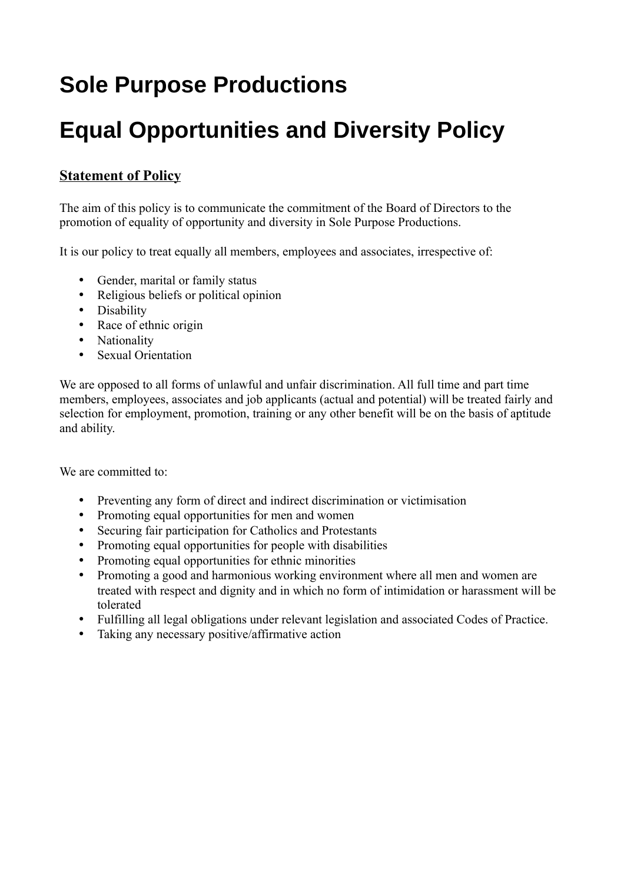# Sole Purpose Productions

# Equal Opportunities and Diversity Policy

## Statement of Policy

The aim of this policy is to communicate the commitment of the Board of Directors to the promotion of equality of opportunity and diversity in Sole Purpose Productions.

It is our policy to treat equally all members, employees and associates, irrespective of:

- Gender, marital or family status
- Religious beliefs or political opinion
- Disability
- Race of ethnic origin
- Nationality
- Sexual Orientation

We are opposed to all forms of unlawful and unfair discrimination. All full time and part time members, employees, associates and job applicants (actual and potential) will be treated fairly and selection for employment, promotion, training or any other benefit will be on the basis of aptitude and ability.

We are committed to:

- Preventing any form of direct and indirect discrimination or victimisation
- Promoting equal opportunities for men and women
- Securing fair participation for Catholics and Protestants
- Promoting equal opportunities for people with disabilities
- Promoting equal opportunities for ethnic minorities
- Promoting a good and harmonious working environment where all men and women are treated with respect and dignity and in which no form of intimidation or harassment will be tolerated
- Fulfilling all legal obligations under relevant legislation and associated Codes of Practice.
- Taking any necessary positive/affirmative action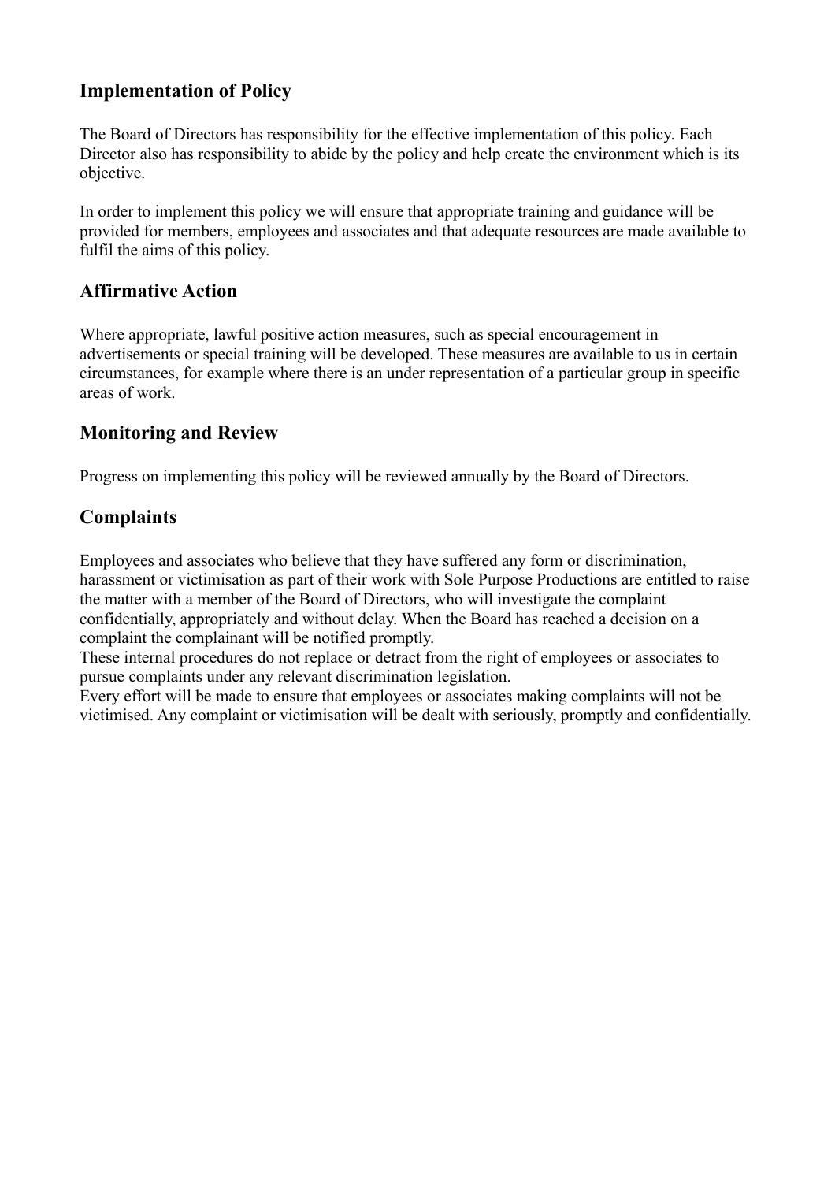## Implementation of Policy

The Board of Directors has responsibility for the effective implementation of this policy. Each Director also has responsibility to abide by the policy and help create the environment which is its objective.

In order to implement this policy we will ensure that appropriate training and guidance will be provided for members, employees and associates and that adequate resources are made available to fulfil the aims of this policy.

## Affirmative Action

Where appropriate, lawful positive action measures, such as special encouragement in advertisements or special training will be developed. These measures are available to us in certain circumstances, for example where there is an under representation of a particular group in specific areas of work.

## Monitoring and Review

Progress on implementing this policy will be reviewed annually by the Board of Directors.

## Complaints

Employees and associates who believe that they have suffered any form or discrimination, harassment or victimisation as part of their work with Sole Purpose Productions are entitled to raise the matter with a member of the Board of Directors, who will investigate the complaint confidentially, appropriately and without delay. When the Board has reached a decision on a complaint the complainant will be notified promptly.
These internal procedures do not replace or detract from the right of employees or associates to pursue complaints under any relevant discrimination legislation.
Every effort will be made to ensure that employees or associates making complaints will not be victimised. Any complaint or victimisation will be dealt with seriously, promptly and confidentially.